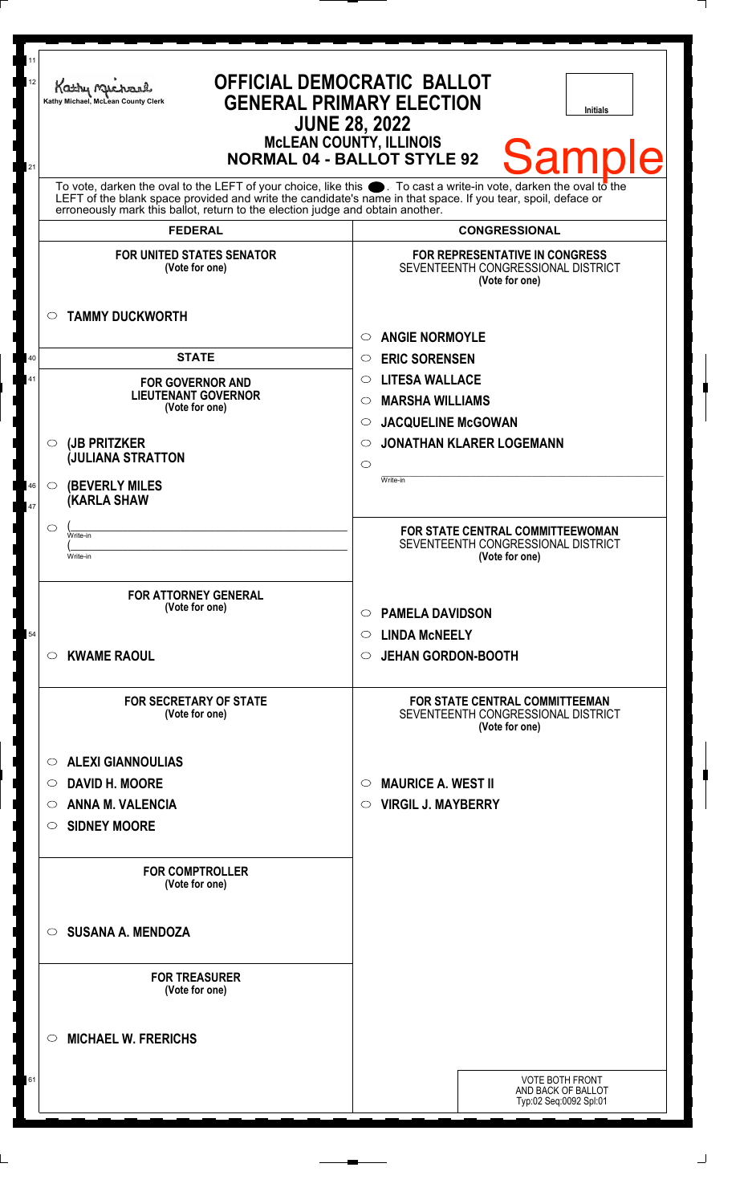Kathy Michael, McLean County Clerk

# OFFICIAL DEMOCRATIC BALLOT
## GENERAL PRIMARY ELECTION
## JUNE 28, 2022
### McLEAN COUNTY, ILLINOIS
### NORMAL 04 - BALLOT STYLE 92

Initials

Sample

To vote, darken the oval to the LEFT of your choice, like this ⬤. To cast a write-in vote, darken the oval to the LEFT of the blank space provided and write the candidate's name in that space. If you tear, spoil, deface or erroneously mark this ballot, return to the election judge and obtain another.

## FEDERAL

**FOR UNITED STATES SENATOR**
(Vote for one)

- ○ **TAMMY DUCKWORTH**

## STATE

**FOR GOVERNOR AND LIEUTENANT GOVERNOR**
(Vote for one)

- ○ **(JB PRITZKER (JULIANA STRATTON**
- ○ **(BEVERLY MILES (KARLA SHAW**
- ○ (\_\_\_\_\_\_\_\_\_\_ Write-in (\_\_\_\_\_\_\_\_\_\_ Write-in

**FOR ATTORNEY GENERAL**
(Vote for one)

- ○ **KWAME RAOUL**

**FOR SECRETARY OF STATE**
(Vote for one)

- ○ **ALEXI GIANNOULIAS**
- ○ **DAVID H. MOORE**
- ○ **ANNA M. VALENCIA**
- ○ **SIDNEY MOORE**

**FOR COMPTROLLER**
(Vote for one)

- ○ **SUSANA A. MENDOZA**

**FOR TREASURER**
(Vote for one)

- ○ **MICHAEL W. FRERICHS**

## CONGRESSIONAL

**FOR REPRESENTATIVE IN CONGRESS**
SEVENTEENTH CONGRESSIONAL DISTRICT
(Vote for one)

- ○ **ANGIE NORMOYLE**
- ○ **ERIC SORENSEN**
- ○ **LITESA WALLACE**
- ○ **MARSHA WILLIAMS**
- ○ **JACQUELINE McGOWAN**
- ○ **JONATHAN KLARER LOGEMANN**
- ○ \_\_\_\_\_\_\_\_\_\_ Write-in

**FOR STATE CENTRAL COMMITTEEWOMAN**
SEVENTEENTH CONGRESSIONAL DISTRICT
(Vote for one)

- ○ **PAMELA DAVIDSON**
- ○ **LINDA McNEELY**
- ○ **JEHAN GORDON-BOOTH**

**FOR STATE CENTRAL COMMITTEEMAN**
SEVENTEENTH CONGRESSIONAL DISTRICT
(Vote for one)

- ○ **MAURICE A. WEST II**
- ○ **VIRGIL J. MAYBERRY**

VOTE BOTH FRONT AND BACK OF BALLOT
Typ:02 Seq:0092 Spl:01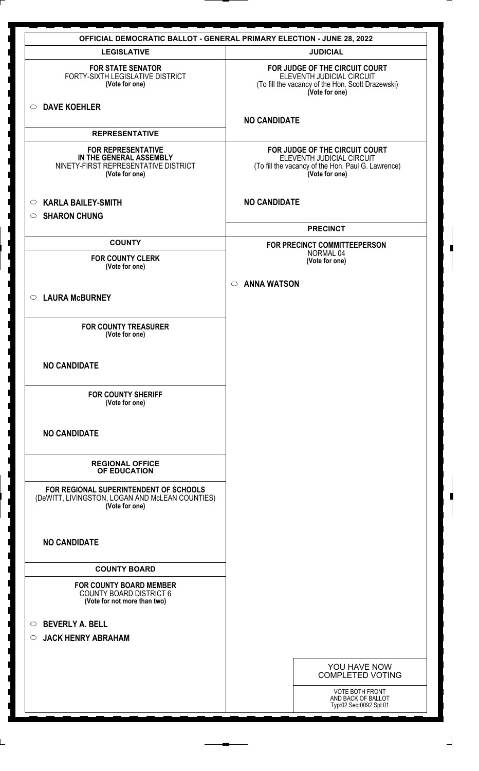# OFFICIAL DEMOCRATIC BALLOT - GENERAL PRIMARY ELECTION - JUNE 28, 2022

## LEGISLATIVE

**FOR STATE SENATOR**
FORTY-SIXTH LEGISLATIVE DISTRICT
**(Vote for one)**

- ○ **DAVE KOEHLER**

## REPRESENTATIVE

**FOR REPRESENTATIVE IN THE GENERAL ASSEMBLY**
NINETY-FIRST REPRESENTATIVE DISTRICT
**(Vote for one)**

- ○ **KARLA BAILEY-SMITH**
- ○ **SHARON CHUNG**

## COUNTY

**FOR COUNTY CLERK**
**(Vote for one)**

- ○ **LAURA McBURNEY**

**FOR COUNTY TREASURER**
**(Vote for one)**

**NO CANDIDATE**

**FOR COUNTY SHERIFF**
**(Vote for one)**

**NO CANDIDATE**

## REGIONAL OFFICE OF EDUCATION

**FOR REGIONAL SUPERINTENDENT OF SCHOOLS**
(DeWITT, LIVINGSTON, LOGAN AND McLEAN COUNTIES)
**(Vote for one)**

**NO CANDIDATE**

## COUNTY BOARD

**FOR COUNTY BOARD MEMBER**
COUNTY BOARD DISTRICT 6
**(Vote for not more than two)**

- ○ **BEVERLY A. BELL**
- ○ **JACK HENRY ABRAHAM**

## JUDICIAL

**FOR JUDGE OF THE CIRCUIT COURT**
ELEVENTH JUDICIAL CIRCUIT
(To fill the vacancy of the Hon. Scott Drazewski)
**(Vote for one)**

**NO CANDIDATE**

**FOR JUDGE OF THE CIRCUIT COURT**
ELEVENTH JUDICIAL CIRCUIT
(To fill the vacancy of the Hon. Paul G. Lawrence)
**(Vote for one)**

**NO CANDIDATE**

## PRECINCT

**FOR PRECINCT COMMITTEEPERSON**
NORMAL 04
**(Vote for one)**

- ○ **ANNA WATSON**

YOU HAVE NOW COMPLETED VOTING

VOTE BOTH FRONT AND BACK OF BALLOT
Typ:02 Seq:0092 Spl:01